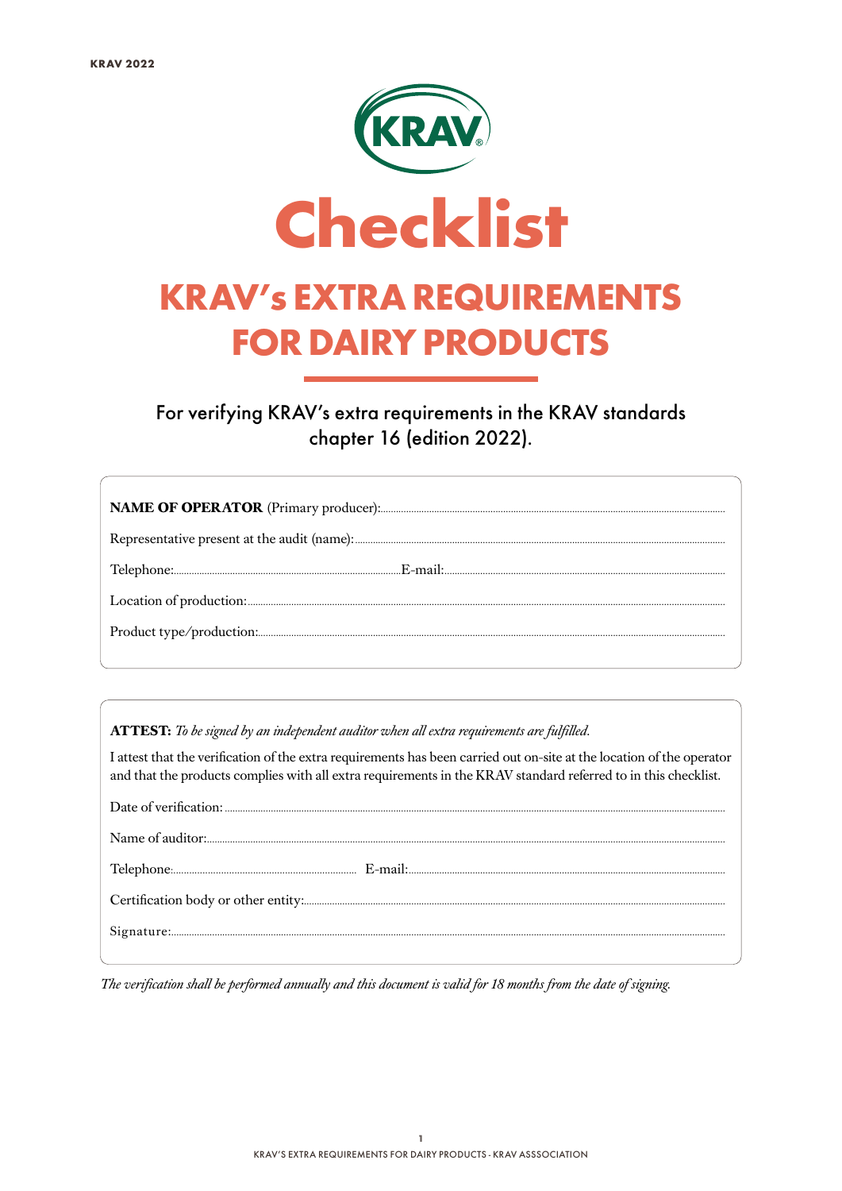# Checklist

## KRAV's EXTRA REQUIREMENTS FOR DAIRY PRODUCTS

For verifying KRAV's extra requirements in the KRAV standards chapter 16 (edition 2022).

**NAME OF OPERATOR** (Primary producer):..................................................

Representative present at the audit (name):..................................................

Telephone:.................................................. E-mail:..................................................

Location of production:..................................................

Product type/production:..................................................

**ATTEST:** *To be signed by an independent auditor when all extra requirements are fulfilled.*

I attest that the verification of the extra requirements has been carried out on-site at the location of the operator and that the products complies with all extra requirements in the KRAV standard referred to in this checklist.

Date of verification: ..................................................

Name of auditor:..................................................

Telephone:.................................................. E-mail:..................................................

Certification body or other entity:..................................................

Signature:..................................................

*The verification shall be performed annually and this document is valid for 18 months from the date of signing.*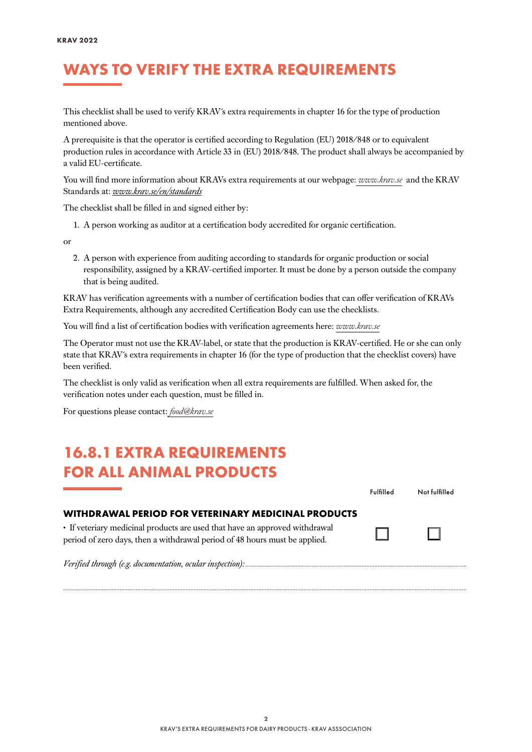# WAYS TO VERIFY THE EXTRA REQUIREMENTS

This checklist shall be used to verify KRAV´s extra requirements in chapter 16 for the type of production mentioned above.

A prerequisite is that the operator is certified according to Regulation (EU) 2018/848 or to equivalent production rules in accordance with Article 33 in (EU) 2018/848. The product shall always be accompanied by a valid EU-certificate.

You will find more information about KRAVs extra requirements at our webpage: *www.krav.se* and the KRAV Standards at: *www.krav.se/en/standards*

The checklist shall be filled in and signed either by:

1. A person working as auditor at a certification body accredited for organic certification.

or

2. A person with experience from auditing according to standards for organic production or social responsibility, assigned by a KRAV-certified importer. It must be done by a person outside the company that is being audited.

KRAV has verification agreements with a number of certification bodies that can offer verification of KRAVs Extra Requirements, although any accredited Certification Body can use the checklists.

You will find a list of certification bodies with verification agreements here: *www.krav.se*

The Operator must not use the KRAV-label, or state that the production is KRAV-certified. He or she can only state that KRAV´s extra requirements in chapter 16 (for the type of production that the checklist covers) have been verified.

The checklist is only valid as verification when all extra requirements are fulfilled. When asked for, the verification notes under each question, must be filled in.

For questions please contact: *food@krav.se*

# 16.8.1 EXTRA REQUIREMENTS FOR ALL ANIMAL PRODUCTS

### WITHDRAWAL PERIOD FOR VETERINARY MEDICINAL PRODUCTS

| Requirement | Fulfilled | Not fulfilled |
|---|---|---|
| • If veteriary medicinal products are used that have an approved withdrawal period of zero days, then a withdrawal period of 48 hours must be applied. | ☐ | ☐ |

*Verified through (e.g. documentation, ocular inspection):* ..................................................

..................................................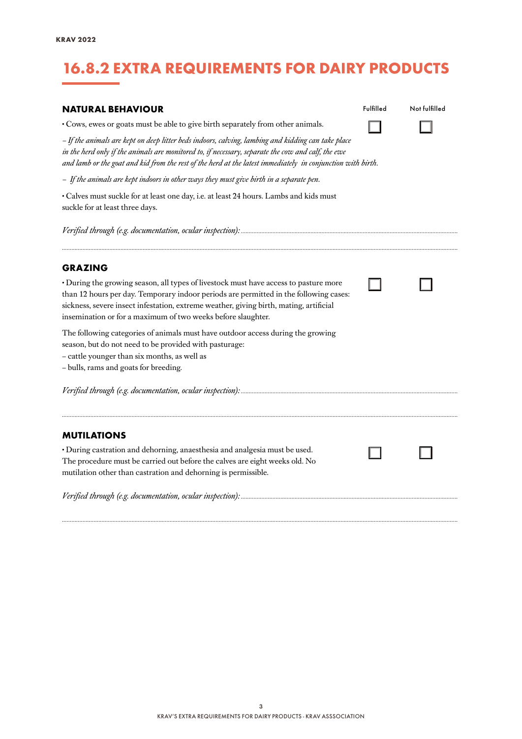# 16.8.2 EXTRA REQUIREMENTS FOR DAIRY PRODUCTS

## NATURAL BEHAVIOUR

Fulfilled ☐ Not fulfilled ☐

• Cows, ewes or goats must be able to give birth separately from other animals.

*– If the animals are kept on deep litter beds indoors, calving, lambing and kidding can take place in the herd only if the animals are monitored to, if necessary, separate the cow and calf, the ewe and lamb or the goat and kid from the rest of the herd at the latest immediately in conjunction with birth.*

*– If the animals are kept indoors in other ways they must give birth in a separate pen.*

• Calves must suckle for at least one day, i.e. at least 24 hours. Lambs and kids must suckle for at least three days.

*Verified through (e.g. documentation, ocular inspection):* ..................................................

..................................................

## GRAZING

Fulfilled ☐ Not fulfilled ☐

• During the growing season, all types of livestock must have access to pasture more than 12 hours per day. Temporary indoor periods are permitted in the following cases: sickness, severe insect infestation, extreme weather, giving birth, mating, artificial insemination or for a maximum of two weeks before slaughter.

The following categories of animals must have outdoor access during the growing season, but do not need to be provided with pasturage:
– cattle younger than six months, as well as
– bulls, rams and goats for breeding.

*Verified through (e.g. documentation, ocular inspection):* ..................................................

..................................................

## MUTILATIONS

Fulfilled ☐ Not fulfilled ☐

• During castration and dehorning, anaesthesia and analgesia must be used. The procedure must be carried out before the calves are eight weeks old. No mutilation other than castration and dehorning is permissible.

*Verified through (e.g. documentation, ocular inspection):* ..................................................

..................................................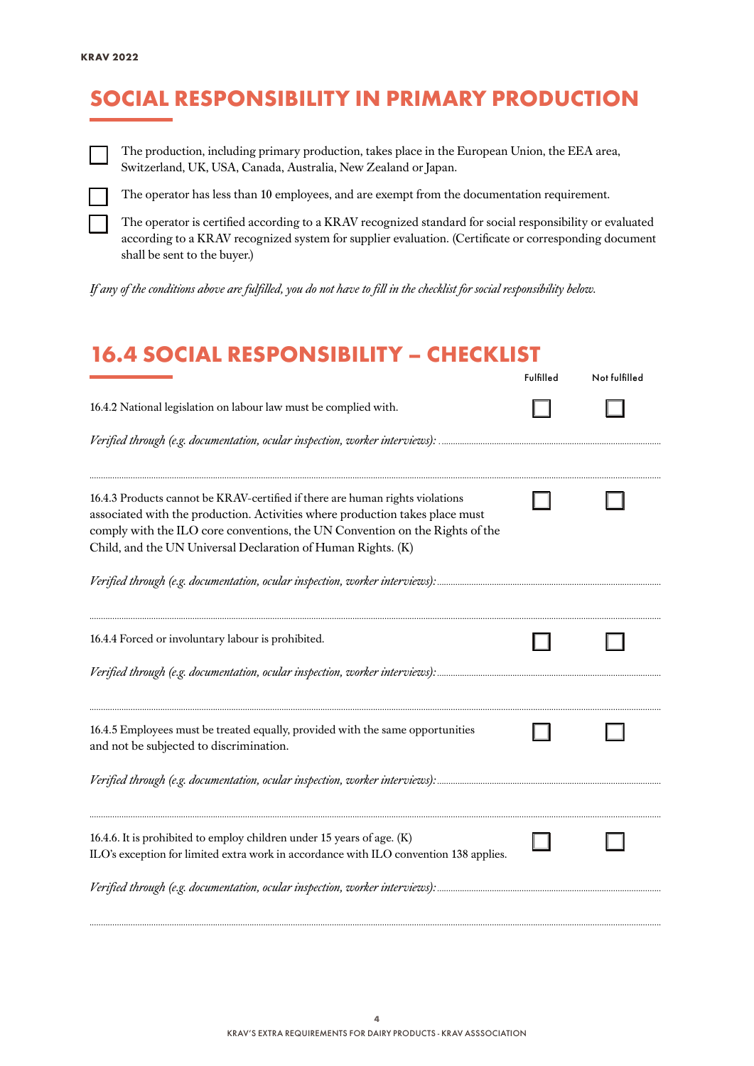## SOCIAL RESPONSIBILITY IN PRIMARY PRODUCTION

- [ ] The production, including primary production, takes place in the European Union, the EEA area, Switzerland, UK, USA, Canada, Australia, New Zealand or Japan.
- [ ] The operator has less than 10 employees, and are exempt from the documentation requirement.
- [ ] The operator is certified according to a KRAV recognized standard for social responsibility or evaluated according to a KRAV recognized system for supplier evaluation. (Certificate or corresponding document shall be sent to the buyer.)

*If any of the conditions above are fulfilled, you do not have to fill in the checklist for social responsibility below.*

## 16.4 SOCIAL RESPONSIBILITY – CHECKLIST

| | Fulfilled | Not fulfilled |
|---|---|---|
| 16.4.2 National legislation on labour law must be complied with. | ☐ | ☐ |
| *Verified through (e.g. documentation, ocular inspection, worker interviews):* | | |
| 16.4.3 Products cannot be KRAV-certified if there are human rights violations associated with the production. Activities where production takes place must comply with the ILO core conventions, the UN Convention on the Rights of the Child, and the UN Universal Declaration of Human Rights. (K) | ☐ | ☐ |
| *Verified through (e.g. documentation, ocular inspection, worker interviews):* | | |
| 16.4.4 Forced or involuntary labour is prohibited. | ☐ | ☐ |
| *Verified through (e.g. documentation, ocular inspection, worker interviews):* | | |
| 16.4.5 Employees must be treated equally, provided with the same opportunities and not be subjected to discrimination. | ☐ | ☐ |
| *Verified through (e.g. documentation, ocular inspection, worker interviews):* | | |
| 16.4.6. It is prohibited to employ children under 15 years of age. (K) ILO's exception for limited extra work in accordance with ILO convention 138 applies. | ☐ | ☐ |
| *Verified through (e.g. documentation, ocular inspection, worker interviews):* | | |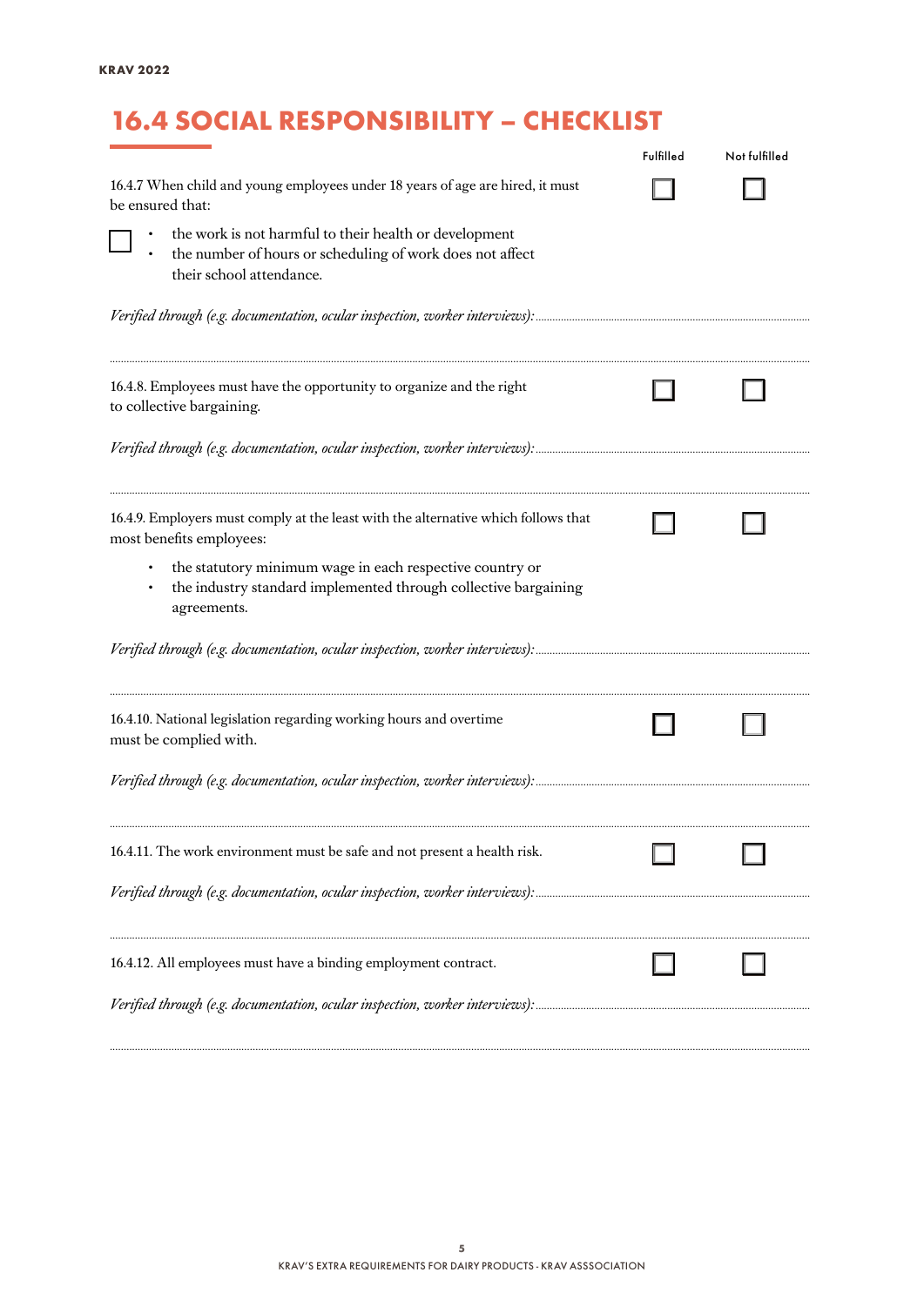## 16.4 SOCIAL RESPONSIBILITY – CHECKLIST

| | Fulfilled | Not fulfilled |
|---|---|---|
| 16.4.7 When child and young employees under 18 years of age are hired, it must be ensured that: ☐ • the work is not harmful to their health or development • the number of hours or scheduling of work does not affect their school attendance. | ☐ | ☐ |
| 16.4.8. Employees must have the opportunity to organize and the right to collective bargaining. | ☐ | ☐ |
| 16.4.9. Employers must comply at the least with the alternative which follows that most benefits employees: • the statutory minimum wage in each respective country or • the industry standard implemented through collective bargaining agreements. | ☐ | ☐ |
| 16.4.10. National legislation regarding working hours and overtime must be complied with. | ☐ | ☐ |
| 16.4.11. The work environment must be safe and not present a health risk. | ☐ | ☐ |
| 16.4.12. All employees must have a binding employment contract. | ☐ | ☐ |

16.4.7 When child and young employees under 18 years of age are hired, it must be ensured that:

☐
- the work is not harmful to their health or development
- the number of hours or scheduling of work does not affect their school attendance.

*Verified through (e.g. documentation, ocular inspection, worker interviews):* ..............................

..............................

16.4.8. Employees must have the opportunity to organize and the right to collective bargaining.

*Verified through (e.g. documentation, ocular inspection, worker interviews):* ..............................

..............................

16.4.9. Employers must comply at the least with the alternative which follows that most benefits employees:

- the statutory minimum wage in each respective country or
- the industry standard implemented through collective bargaining agreements.

*Verified through (e.g. documentation, ocular inspection, worker interviews):* ..............................

..............................

16.4.10. National legislation regarding working hours and overtime must be complied with.

*Verified through (e.g. documentation, ocular inspection, worker interviews):* ..............................

..............................

16.4.11. The work environment must be safe and not present a health risk.

*Verified through (e.g. documentation, ocular inspection, worker interviews):* ..............................

..............................

16.4.12. All employees must have a binding employment contract.

*Verified through (e.g. documentation, ocular inspection, worker interviews):* ..............................

..............................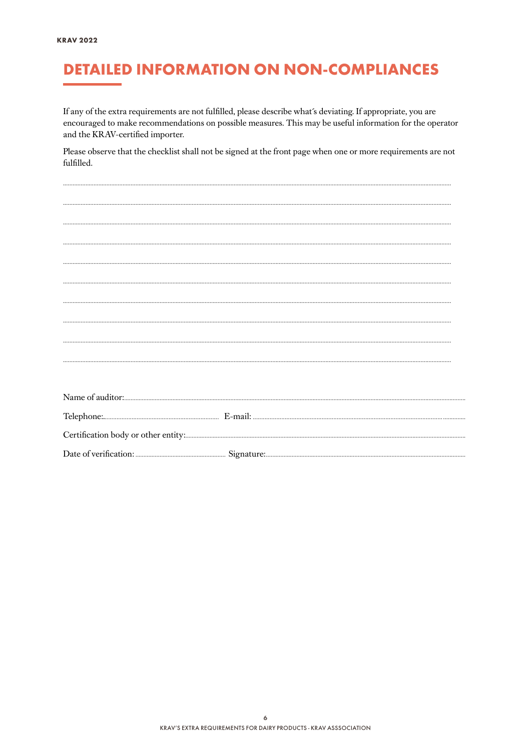# DETAILED INFORMATION ON NON-COMPLIANCES

If any of the extra requirements are not fulfilled, please describe what´s deviating. If appropriate, you are encouraged to make recommendations on possible measures. This may be useful information for the operator and the KRAV-certified importer.

Please observe that the checklist shall not be signed at the front page when one or more requirements are not fulfilled.

..........................................................................................................................................................................................

..........................................................................................................................................................................................

..........................................................................................................................................................................................

..........................................................................................................................................................................................

..........................................................................................................................................................................................

..........................................................................................................................................................................................

..........................................................................................................................................................................................

..........................................................................................................................................................................................

..........................................................................................................................................................................................

..........................................................................................................................................................................................

Name of auditor:..........................................................................................................................................................

Telephone:................................................................ E-mail: .....................................................................................

Certification body or other entity:..............................................................................................................................

Date of verification: ............................................... Signature:.................................................................................